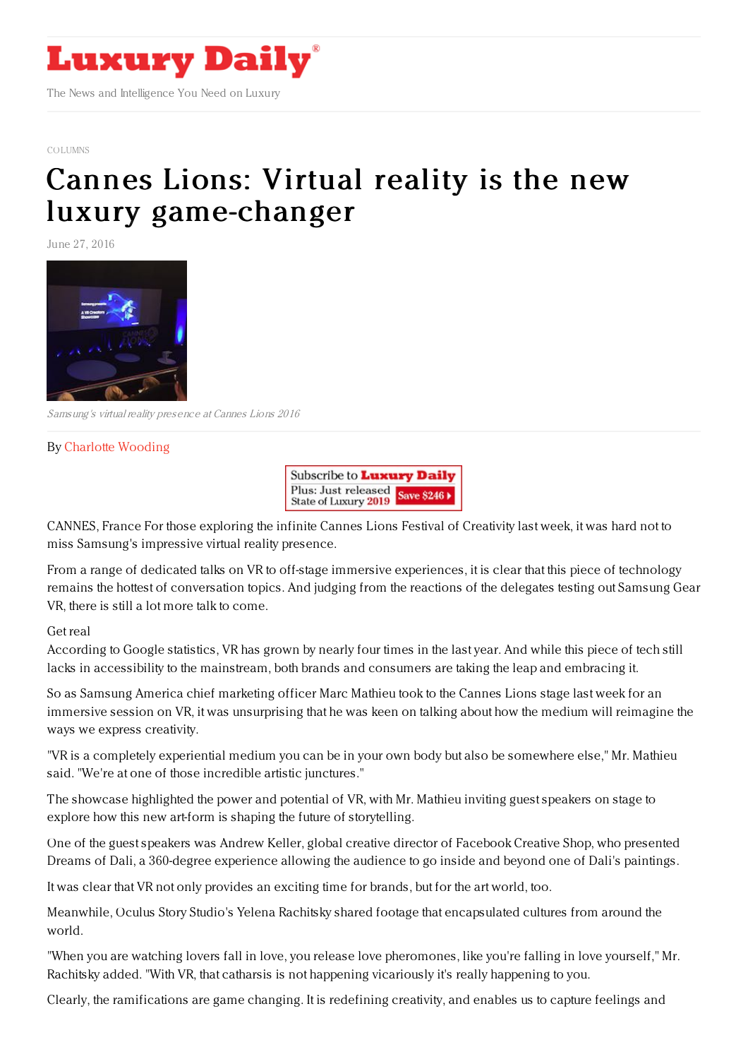# Luxury Daily

The News and Intelligence You Need on Luxury

COLUMNS

# Cannes Lions: Virtual reality is the new luxury game-changer

June 27, 2016

*Samsung's virtual reality presence at Cannes Lions 2016*

By Charlotte Wooding

CANNES, France For those exploring the infinite Cannes Lions Festival of Creativity last week, it was hard not to miss Samsung's impressive virtual reality presence.

From a range of dedicated talks on VR to off-stage immersive experiences, it is clear that this piece of technology remains the hottest of conversation topics. And judging from the reactions of the delegates testing out Samsung Gear VR, there is still a lot more talk to come.

Get real

According to Google statistics, VR has grown by nearly four times in the last year. And while this piece of tech still lacks in accessibility to the mainstream, both brands and consumers are taking the leap and embracing it.

So as Samsung America chief marketing officer Marc Mathieu took to the Cannes Lions stage last week for an immersive session on VR, it was unsurprising that he was keen on talking about how the medium will reimagine the ways we express creativity.

"VR is a completely experiential medium you can be in your own body but also be somewhere else," Mr. Mathieu said. "We're at one of those incredible artistic junctures."

The showcase highlighted the power and potential of VR, with Mr. Mathieu inviting guest speakers on stage to explore how this new art-form is shaping the future of storytelling.

One of the guest speakers was Andrew Keller, global creative director of Facebook Creative Shop, who presented Dreams of Dali, a 360-degree experience allowing the audience to go inside and beyond one of Dali's paintings.

It was clear that VR not only provides an exciting time for brands, but for the art world, too.

Meanwhile, Oculus Story Studio's Yelena Rachitsky shared footage that encapsulated cultures from around the world.

"When you are watching lovers fall in love, you release love pheromones, like you're falling in love yourself," Mr. Rachitsky added. "With VR, that catharsis is not happening vicariously it's really happening to you.

Clearly, the ramifications are game changing. It is redefining creativity, and enables us to capture feelings and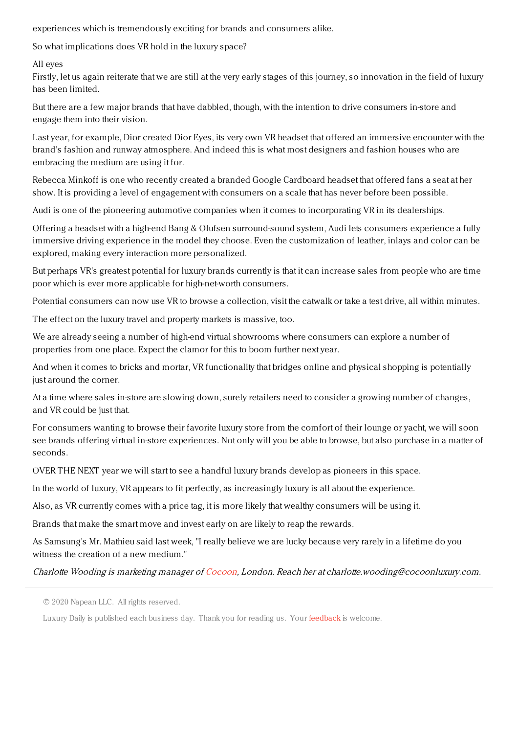experiences which is tremendously exciting for brands and consumers alike.

So what implications does VR hold in the luxury space?

All eyes

Firstly, let us again reiterate that we are still at the very early stages of this journey, so innovation in the field of luxury has been limited.

But there are a few major brands that have dabbled, though, with the intention to drive consumers in-store and engage them into their vision.

Last year, for example, Dior created Dior Eyes, its very own VR headset that offered an immersive encounter with the brand's fashion and runway atmosphere. And indeed this is what most designers and fashion houses who are embracing the medium are using it for.

Rebecca Minkoff is one who recently created a branded Google Cardboard headset that offered fans a seat at her show. It is providing a level of engagement with consumers on a scale that has never before been possible.

Audi is one of the pioneering automotive companies when it comes to incorporating VR in its dealerships.

Offering a headset with a high-end Bang & Olufsen surround-sound system, Audi lets consumers experience a fully immersive driving experience in the model they choose. Even the customization of leather, inlays and color can be explored, making every interaction more personalized.

But perhaps VR's greatest potential for luxury brands currently is that it can increase sales from people who are time poor which is ever more applicable for high-net-worth consumers.

Potential consumers can now use VR to browse a collection, visit the catwalk or take a test drive, all within minutes.

The effect on the luxury travel and property markets is massive, too.

We are already seeing a number of high-end virtual showrooms where consumers can explore a number of properties from one place. Expect the clamor for this to boom further next year.

And when it comes to bricks and mortar, VR functionality that bridges online and physical shopping is potentially just around the corner.

At a time where sales in-store are slowing down, surely retailers need to consider a growing number of changes, and VR could be just that.

For consumers wanting to browse their favorite luxury store from the comfort of their lounge or yacht, we will soon see brands offering virtual in-store experiences. Not only will you be able to browse, but also purchase in a matter of seconds.

OVER THE NEXT year we will start to see a handful luxury brands develop as pioneers in this space.

In the world of luxury, VR appears to fit perfectly, as increasingly luxury is all about the experience.

Also, as VR currently comes with a price tag, it is more likely that wealthy consumers will be using it.

Brands that make the smart move and invest early on are likely to reap the rewards.

As Samsung's Mr. Mathieu said last week, "I really believe we are lucky because very rarely in a lifetime do you witness the creation of a new medium."

*Charlotte Wooding is marketing manager of Cocoon, London. Reach her at charlotte.wooding@cocoonluxury.com.*

© 2020 Napean LLC. All rights reserved.

Luxury Daily is published each business day. Thank you for reading us. Your feedback is welcome.